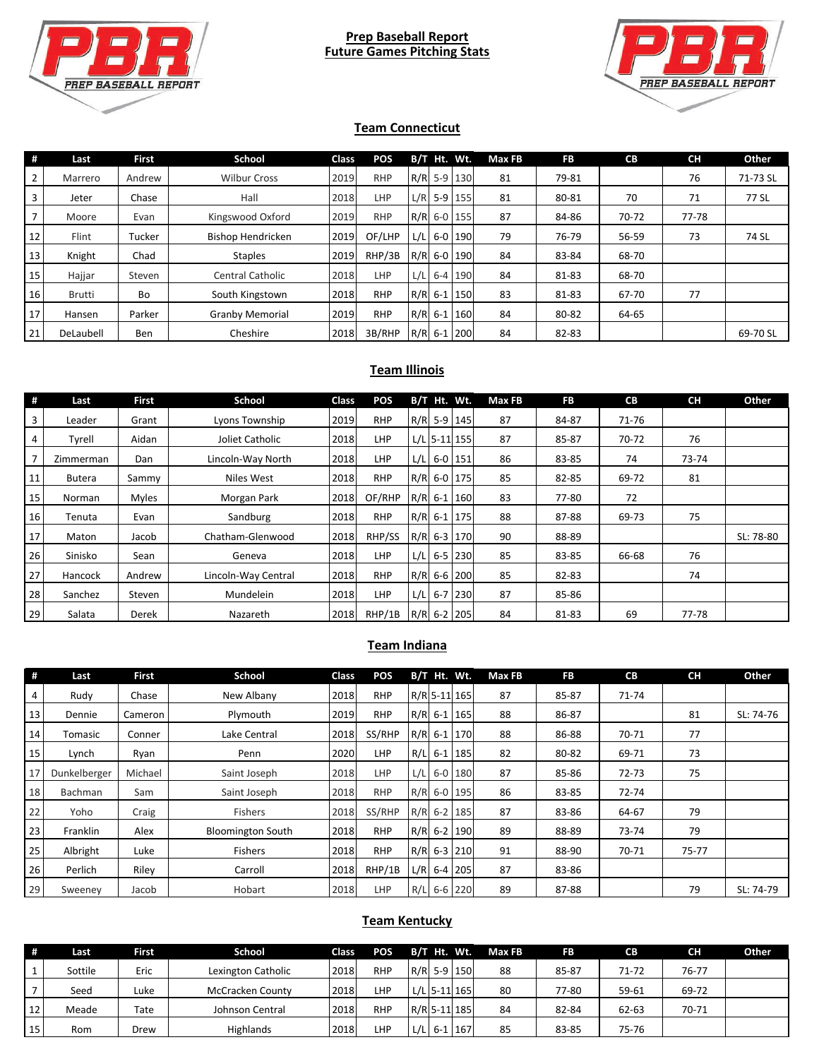# Prep Baseball Report
# Future Games Pitching Stats

## Team Connecticut

| # | Last | First | School | Class | POS | B/T | Ht. | Wt. | Max FB | FB | CB | CH | Other |
|---|---|---|---|---|---|---|---|---|---|---|---|---|---|
| 2 | Marrero | Andrew | Wilbur Cross | 2019 | RHP | R/R | 5-9 | 130 | 81 | 79-81 | | 76 | 71-73 SL |
| 3 | Jeter | Chase | Hall | 2018 | LHP | L/R | 5-9 | 155 | 81 | 80-81 | 70 | 71 | 77 SL |
| 7 | Moore | Evan | Kingswood Oxford | 2019 | RHP | R/R | 6-0 | 155 | 87 | 84-86 | 70-72 | 77-78 | |
| 12 | Flint | Tucker | Bishop Hendricken | 2019 | OF/LHP | L/L | 6-0 | 190 | 79 | 76-79 | 56-59 | 73 | 74 SL |
| 13 | Knight | Chad | Staples | 2019 | RHP/3B | R/R | 6-0 | 190 | 84 | 83-84 | 68-70 | | |
| 15 | Hajjar | Steven | Central Catholic | 2018 | LHP | L/L | 6-4 | 190 | 84 | 81-83 | 68-70 | | |
| 16 | Brutti | Bo | South Kingstown | 2018 | RHP | R/R | 6-1 | 150 | 83 | 81-83 | 67-70 | 77 | |
| 17 | Hansen | Parker | Granby Memorial | 2019 | RHP | R/R | 6-1 | 160 | 84 | 80-82 | 64-65 | | |
| 21 | DeLaubell | Ben | Cheshire | 2018 | 3B/RHP | R/R | 6-1 | 200 | 84 | 82-83 | | | 69-70 SL |

## Team Illinois

| # | Last | First | School | Class | POS | B/T | Ht. | Wt. | Max FB | FB | CB | CH | Other |
|---|---|---|---|---|---|---|---|---|---|---|---|---|---|
| 3 | Leader | Grant | Lyons Township | 2019 | RHP | R/R | 5-9 | 145 | 87 | 84-87 | 71-76 | | |
| 4 | Tyrell | Aidan | Joliet Catholic | 2018 | LHP | L/L | 5-11 | 155 | 87 | 85-87 | 70-72 | 76 | |
| 7 | Zimmerman | Dan | Lincoln-Way North | 2018 | LHP | L/L | 6-0 | 151 | 86 | 83-85 | 74 | 73-74 | |
| 11 | Butera | Sammy | Niles West | 2018 | RHP | R/R | 6-0 | 175 | 85 | 82-85 | 69-72 | 81 | |
| 15 | Norman | Myles | Morgan Park | 2018 | OF/RHP | R/R | 6-1 | 160 | 83 | 77-80 | 72 | | |
| 16 | Tenuta | Evan | Sandburg | 2018 | RHP | R/R | 6-1 | 175 | 88 | 87-88 | 69-73 | 75 | |
| 17 | Maton | Jacob | Chatham-Glenwood | 2018 | RHP/SS | R/R | 6-3 | 170 | 90 | 88-89 | | | SL: 78-80 |
| 26 | Sinisko | Sean | Geneva | 2018 | LHP | L/L | 6-5 | 230 | 85 | 83-85 | 66-68 | 76 | |
| 27 | Hancock | Andrew | Lincoln-Way Central | 2018 | RHP | R/R | 6-6 | 200 | 85 | 82-83 | | 74 | |
| 28 | Sanchez | Steven | Mundelein | 2018 | LHP | L/L | 6-7 | 230 | 87 | 85-86 | | | |
| 29 | Salata | Derek | Nazareth | 2018 | RHP/1B | R/R | 6-2 | 205 | 84 | 81-83 | 69 | 77-78 | |

## Team Indiana

| # | Last | First | School | Class | POS | B/T | Ht. | Wt. | Max FB | FB | CB | CH | Other |
|---|---|---|---|---|---|---|---|---|---|---|---|---|---|
| 4 | Rudy | Chase | New Albany | 2018 | RHP | R/R | 5-11 | 165 | 87 | 85-87 | 71-74 | | |
| 13 | Dennie | Cameron | Plymouth | 2019 | RHP | R/R | 6-1 | 165 | 88 | 86-87 | | 81 | SL: 74-76 |
| 14 | Tomasic | Conner | Lake Central | 2018 | SS/RHP | R/R | 6-1 | 170 | 88 | 86-88 | 70-71 | 77 | |
| 15 | Lynch | Ryan | Penn | 2020 | LHP | R/L | 6-1 | 185 | 82 | 80-82 | 69-71 | 73 | |
| 17 | Dunkelberger | Michael | Saint Joseph | 2018 | LHP | L/L | 6-0 | 180 | 87 | 85-86 | 72-73 | 75 | |
| 18 | Bachman | Sam | Saint Joseph | 2018 | RHP | R/R | 6-0 | 195 | 86 | 83-85 | 72-74 | | |
| 22 | Yoho | Craig | Fishers | 2018 | SS/RHP | R/R | 6-2 | 185 | 87 | 83-86 | 64-67 | 79 | |
| 23 | Franklin | Alex | Bloomington South | 2018 | RHP | R/R | 6-2 | 190 | 89 | 88-89 | 73-74 | 79 | |
| 25 | Albright | Luke | Fishers | 2018 | RHP | R/R | 6-3 | 210 | 91 | 88-90 | 70-71 | 75-77 | |
| 26 | Perlich | Riley | Carroll | 2018 | RHP/1B | L/R | 6-4 | 205 | 87 | 83-86 | | | |
| 29 | Sweeney | Jacob | Hobart | 2018 | LHP | R/L | 6-6 | 220 | 89 | 87-88 | | 79 | SL: 74-79 |

## Team Kentucky

| # | Last | First | School | Class | POS | B/T | Ht. | Wt. | Max FB | FB | CB | CH | Other |
|---|---|---|---|---|---|---|---|---|---|---|---|---|---|
| 1 | Sottile | Eric | Lexington Catholic | 2018 | RHP | R/R | 5-9 | 150 | 88 | 85-87 | 71-72 | 76-77 | |
| 7 | Seed | Luke | McCracken County | 2018 | LHP | L/L | 5-11 | 165 | 80 | 77-80 | 59-61 | 69-72 | |
| 12 | Meade | Tate | Johnson Central | 2018 | RHP | R/R | 5-11 | 185 | 84 | 82-84 | 62-63 | 70-71 | |
| 15 | Rom | Drew | Highlands | 2018 | LHP | L/L | 6-1 | 167 | 85 | 83-85 | 75-76 | | |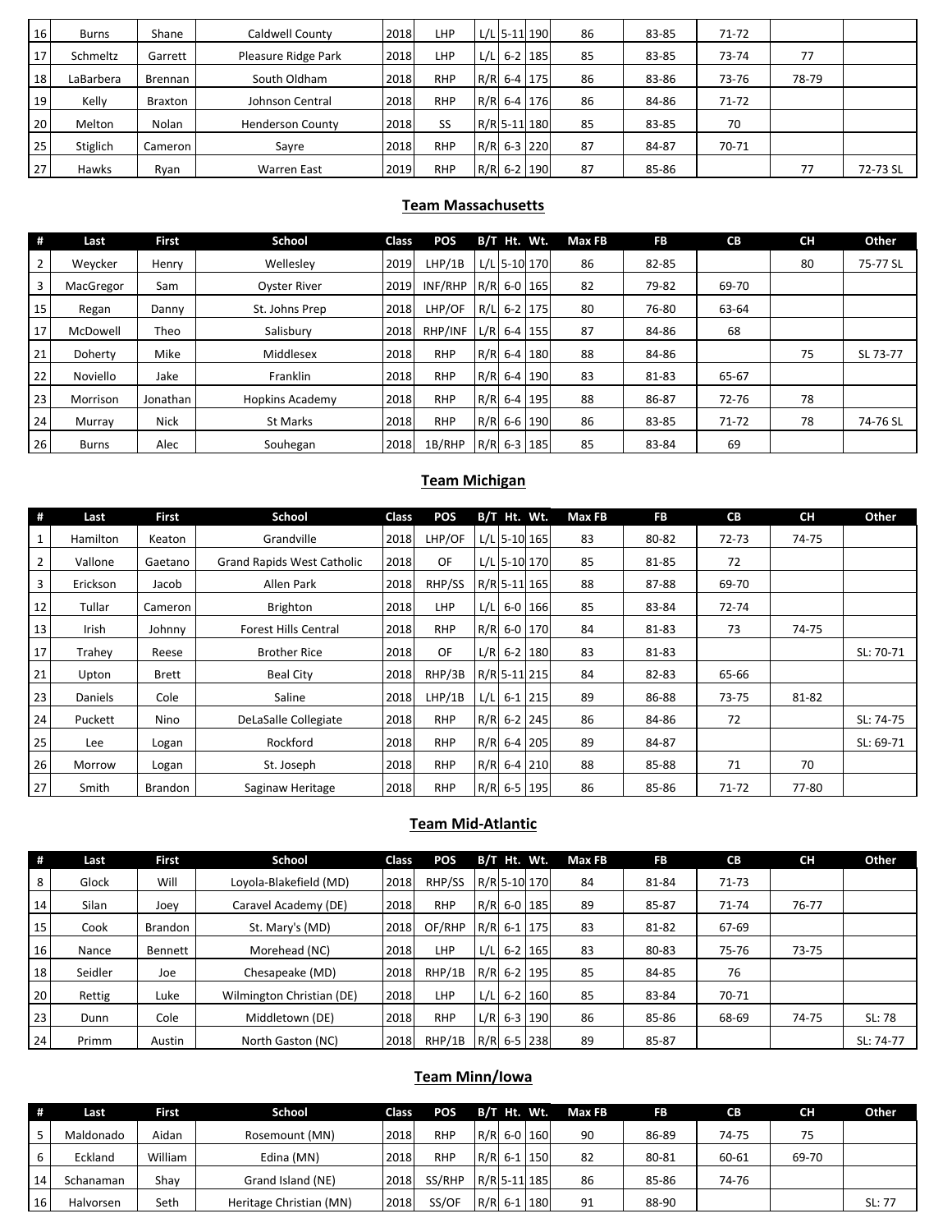| # | Last | First | School | Class | POS | B/T | Ht. | Wt. | Max FB | FB | CB | CH | Other |
|---|---|---|---|---|---|---|---|---|---|---|---|---|---|
| 16 | Burns | Shane | Caldwell County | 2018 | LHP | L/L | 5-11 | 190 | 86 | 83-85 | 71-72 | | |
| 17 | Schmeltz | Garrett | Pleasure Ridge Park | 2018 | LHP | L/L | 6-2 | 185 | 85 | 83-85 | 73-74 | 77 | |
| 18 | LaBarbera | Brennan | South Oldham | 2018 | RHP | R/R | 6-4 | 175 | 86 | 83-86 | 73-76 | 78-79 | |
| 19 | Kelly | Braxton | Johnson Central | 2018 | RHP | R/R | 6-4 | 176 | 86 | 84-86 | 71-72 | | |
| 20 | Melton | Nolan | Henderson County | 2018 | SS | R/R | 5-11 | 180 | 85 | 83-85 | 70 | | |
| 25 | Stiglich | Cameron | Sayre | 2018 | RHP | R/R | 6-3 | 220 | 87 | 84-87 | 70-71 | | |
| 27 | Hawks | Ryan | Warren East | 2019 | RHP | R/R | 6-2 | 190 | 87 | 85-86 | | 77 | 72-73 SL |

## Team Massachusetts

| # | Last | First | School | Class | POS | B/T | Ht. | Wt. | Max FB | FB | CB | CH | Other |
|---|---|---|---|---|---|---|---|---|---|---|---|---|---|
| 2 | Weycker | Henry | Wellesley | 2019 | LHP/1B | L/L | 5-10 | 170 | 86 | 82-85 | | 80 | 75-77 SL |
| 3 | MacGregor | Sam | Oyster River | 2019 | INF/RHP | R/R | 6-0 | 165 | 82 | 79-82 | 69-70 | | |
| 15 | Regan | Danny | St. Johns Prep | 2018 | LHP/OF | R/L | 6-2 | 175 | 80 | 76-80 | 63-64 | | |
| 17 | McDowell | Theo | Salisbury | 2018 | RHP/INF | L/R | 6-4 | 155 | 87 | 84-86 | 68 | | |
| 21 | Doherty | Mike | Middlesex | 2018 | RHP | R/R | 6-4 | 180 | 88 | 84-86 | | 75 | SL 73-77 |
| 22 | Noviello | Jake | Franklin | 2018 | RHP | R/R | 6-4 | 190 | 83 | 81-83 | 65-67 | | |
| 23 | Morrison | Jonathan | Hopkins Academy | 2018 | RHP | R/R | 6-4 | 195 | 88 | 86-87 | 72-76 | 78 | |
| 24 | Murray | Nick | St Marks | 2018 | RHP | R/R | 6-6 | 190 | 86 | 83-85 | 71-72 | 78 | 74-76 SL |
| 26 | Burns | Alec | Souhegan | 2018 | 1B/RHP | R/R | 6-3 | 185 | 85 | 83-84 | 69 | | |

## Team Michigan

| # | Last | First | School | Class | POS | B/T | Ht. | Wt. | Max FB | FB | CB | CH | Other |
|---|---|---|---|---|---|---|---|---|---|---|---|---|---|
| 1 | Hamilton | Keaton | Grandville | 2018 | LHP/OF | L/L | 5-10 | 165 | 83 | 80-82 | 72-73 | 74-75 | |
| 2 | Vallone | Gaetano | Grand Rapids West Catholic | 2018 | OF | L/L | 5-10 | 170 | 85 | 81-85 | 72 | | |
| 3 | Erickson | Jacob | Allen Park | 2018 | RHP/SS | R/R | 5-11 | 165 | 88 | 87-88 | 69-70 | | |
| 12 | Tullar | Cameron | Brighton | 2018 | LHP | L/L | 6-0 | 166 | 85 | 83-84 | 72-74 | | |
| 13 | Irish | Johnny | Forest Hills Central | 2018 | RHP | R/R | 6-0 | 170 | 84 | 81-83 | 73 | 74-75 | |
| 17 | Trahey | Reese | Brother Rice | 2018 | OF | L/R | 6-2 | 180 | 83 | 81-83 | | | SL: 70-71 |
| 21 | Upton | Brett | Beal City | 2018 | RHP/3B | R/R | 5-11 | 215 | 84 | 82-83 | 65-66 | | |
| 23 | Daniels | Cole | Saline | 2018 | LHP/1B | L/L | 6-1 | 215 | 89 | 86-88 | 73-75 | 81-82 | |
| 24 | Puckett | Nino | DeLaSalle Collegiate | 2018 | RHP | R/R | 6-2 | 245 | 86 | 84-86 | 72 | | SL: 74-75 |
| 25 | Lee | Logan | Rockford | 2018 | RHP | R/R | 6-4 | 205 | 89 | 84-87 | | | SL: 69-71 |
| 26 | Morrow | Logan | St. Joseph | 2018 | RHP | R/R | 6-4 | 210 | 88 | 85-88 | 71 | 70 | |
| 27 | Smith | Brandon | Saginaw Heritage | 2018 | RHP | R/R | 6-5 | 195 | 86 | 85-86 | 71-72 | 77-80 | |

## Team Mid-Atlantic

| # | Last | First | School | Class | POS | B/T | Ht. | Wt. | Max FB | FB | CB | CH | Other |
|---|---|---|---|---|---|---|---|---|---|---|---|---|---|
| 8 | Glock | Will | Loyola-Blakefield (MD) | 2018 | RHP/SS | R/R | 5-10 | 170 | 84 | 81-84 | 71-73 | | |
| 14 | Silan | Joey | Caravel Academy (DE) | 2018 | RHP | R/R | 6-0 | 185 | 89 | 85-87 | 71-74 | 76-77 | |
| 15 | Cook | Brandon | St. Mary's (MD) | 2018 | OF/RHP | R/R | 6-1 | 175 | 83 | 81-82 | 67-69 | | |
| 16 | Nance | Bennett | Morehead (NC) | 2018 | LHP | L/L | 6-2 | 165 | 83 | 80-83 | 75-76 | 73-75 | |
| 18 | Seidler | Joe | Chesapeake (MD) | 2018 | RHP/1B | R/R | 6-2 | 195 | 85 | 84-85 | 76 | | |
| 20 | Rettig | Luke | Wilmington Christian (DE) | 2018 | LHP | L/L | 6-2 | 160 | 85 | 83-84 | 70-71 | | |
| 23 | Dunn | Cole | Middletown (DE) | 2018 | RHP | L/R | 6-3 | 190 | 86 | 85-86 | 68-69 | 74-75 | SL: 78 |
| 24 | Primm | Austin | North Gaston (NC) | 2018 | RHP/1B | R/R | 6-5 | 238 | 89 | 85-87 | | | SL: 74-77 |

## Team Minn/Iowa

| # | Last | First | School | Class | POS | B/T | Ht. | Wt. | Max FB | FB | CB | CH | Other |
|---|---|---|---|---|---|---|---|---|---|---|---|---|---|
| 5 | Maldonado | Aidan | Rosemount (MN) | 2018 | RHP | R/R | 6-0 | 160 | 90 | 86-89 | 74-75 | 75 | |
| 6 | Eckland | William | Edina (MN) | 2018 | RHP | R/R | 6-1 | 150 | 82 | 80-81 | 60-61 | 69-70 | |
| 14 | Schanaman | Shay | Grand Island (NE) | 2018 | SS/RHP | R/R | 5-11 | 185 | 86 | 85-86 | 74-76 | | |
| 16 | Halvorsen | Seth | Heritage Christian (MN) | 2018 | SS/OF | R/R | 6-1 | 180 | 91 | 88-90 | | | SL: 77 |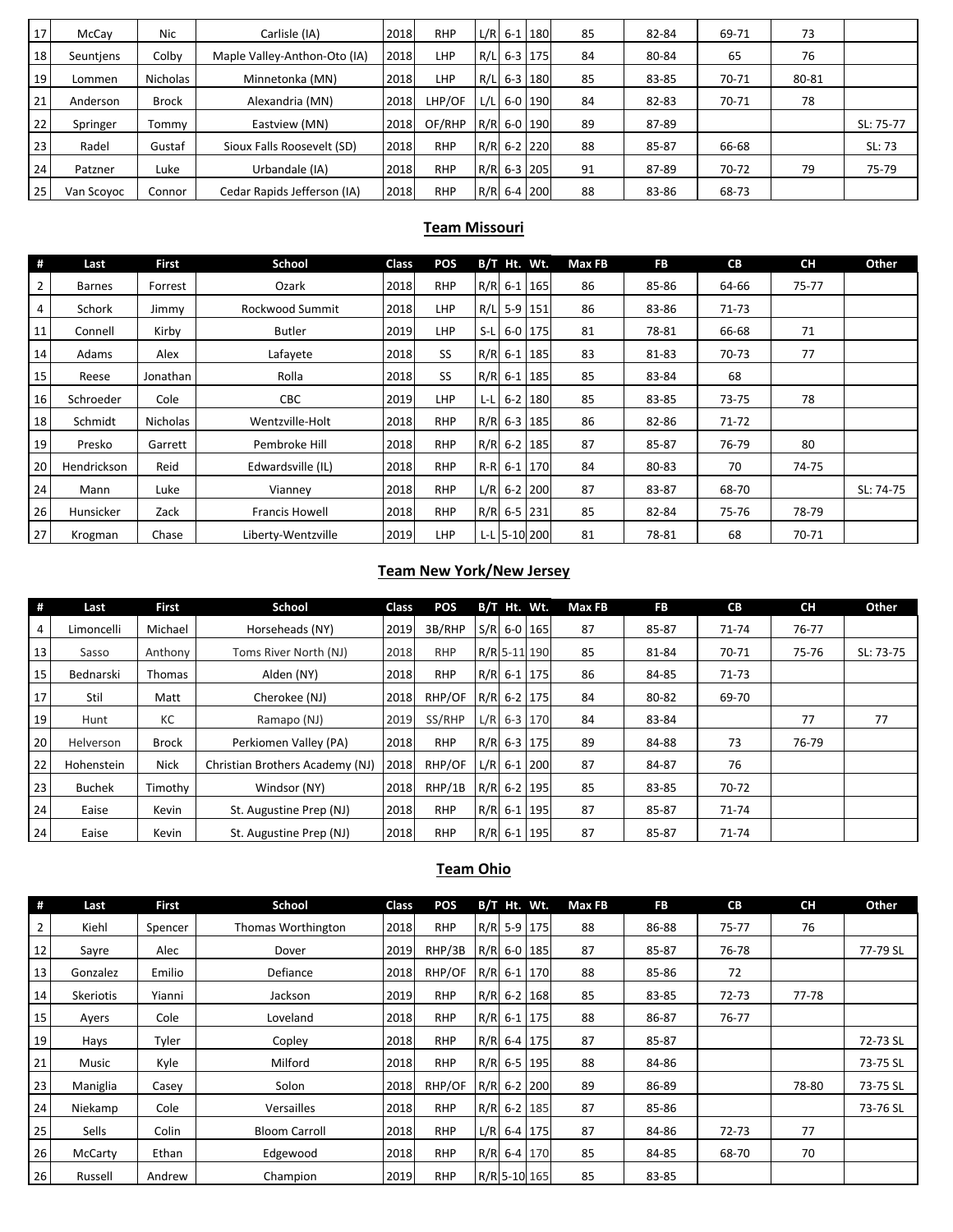| # | Last | First | School | Class | POS | B/T | Ht. | Wt. | Max FB | FB | CB | CH | Other |
|---|---|---|---|---|---|---|---|---|---|---|---|---|---|
| 17 | McCay | Nic | Carlisle (IA) | 2018 | RHP | L/R | 6-1 | 180 | 85 | 82-84 | 69-71 | 73 | |
| 18 | Seuntjens | Colby | Maple Valley-Anthon-Oto (IA) | 2018 | LHP | R/L | 6-3 | 175 | 84 | 80-84 | 65 | 76 | |
| 19 | Lommen | Nicholas | Minnetonka (MN) | 2018 | LHP | R/L | 6-3 | 180 | 85 | 83-85 | 70-71 | 80-81 | |
| 21 | Anderson | Brock | Alexandria (MN) | 2018 | LHP/OF | L/L | 6-0 | 190 | 84 | 82-83 | 70-71 | 78 | |
| 22 | Springer | Tommy | Eastview (MN) | 2018 | OF/RHP | R/R | 6-0 | 190 | 89 | 87-89 | | | SL: 75-77 |
| 23 | Radel | Gustaf | Sioux Falls Roosevelt (SD) | 2018 | RHP | R/R | 6-2 | 220 | 88 | 85-87 | 66-68 | | SL: 73 |
| 24 | Patzner | Luke | Urbandale (IA) | 2018 | RHP | R/R | 6-3 | 205 | 91 | 87-89 | 70-72 | 79 | 75-79 |
| 25 | Van Scoyoc | Connor | Cedar Rapids Jefferson (IA) | 2018 | RHP | R/R | 6-4 | 200 | 88 | 83-86 | 68-73 | | |

## Team Missouri

| # | Last | First | School | Class | POS | B/T | Ht. | Wt. | Max FB | FB | CB | CH | Other |
|---|---|---|---|---|---|---|---|---|---|---|---|---|---|
| 2 | Barnes | Forrest | Ozark | 2018 | RHP | R/R | 6-1 | 165 | 86 | 85-86 | 64-66 | 75-77 | |
| 4 | Schork | Jimmy | Rockwood Summit | 2018 | LHP | R/L | 5-9 | 151 | 86 | 83-86 | 71-73 | | |
| 11 | Connell | Kirby | Butler | 2019 | LHP | S-L | 6-0 | 175 | 81 | 78-81 | 66-68 | 71 | |
| 14 | Adams | Alex | Lafayete | 2018 | SS | R/R | 6-1 | 185 | 83 | 81-83 | 70-73 | 77 | |
| 15 | Reese | Jonathan | Rolla | 2018 | SS | R/R | 6-1 | 185 | 85 | 83-84 | 68 | | |
| 16 | Schroeder | Cole | CBC | 2019 | LHP | L-L | 6-2 | 180 | 85 | 83-85 | 73-75 | 78 | |
| 18 | Schmidt | Nicholas | Wentzville-Holt | 2018 | RHP | R/R | 6-3 | 185 | 86 | 82-86 | 71-72 | | |
| 19 | Presko | Garrett | Pembroke Hill | 2018 | RHP | R/R | 6-2 | 185 | 87 | 85-87 | 76-79 | 80 | |
| 20 | Hendrickson | Reid | Edwardsville (IL) | 2018 | RHP | R-R | 6-1 | 170 | 84 | 80-83 | 70 | 74-75 | |
| 24 | Mann | Luke | Vianney | 2018 | RHP | L/R | 6-2 | 200 | 87 | 83-87 | 68-70 | | SL: 74-75 |
| 26 | Hunsicker | Zack | Francis Howell | 2018 | RHP | R/R | 6-5 | 231 | 85 | 82-84 | 75-76 | 78-79 | |
| 27 | Krogman | Chase | Liberty-Wentzville | 2019 | LHP | L-L | 5-10 | 200 | 81 | 78-81 | 68 | 70-71 | |

## Team New York/New Jersey

| # | Last | First | School | Class | POS | B/T | Ht. | Wt. | Max FB | FB | CB | CH | Other |
|---|---|---|---|---|---|---|---|---|---|---|---|---|---|
| 4 | Limoncelli | Michael | Horseheads (NY) | 2019 | 3B/RHP | S/R | 6-0 | 165 | 87 | 85-87 | 71-74 | 76-77 | |
| 13 | Sasso | Anthony | Toms River North (NJ) | 2018 | RHP | R/R | 5-11 | 190 | 85 | 81-84 | 70-71 | 75-76 | SL: 73-75 |
| 15 | Bednarski | Thomas | Alden (NY) | 2018 | RHP | R/R | 6-1 | 175 | 86 | 84-85 | 71-73 | | |
| 17 | Stil | Matt | Cherokee (NJ) | 2018 | RHP/OF | R/R | 6-2 | 175 | 84 | 80-82 | 69-70 | | |
| 19 | Hunt | KC | Ramapo (NJ) | 2019 | SS/RHP | L/R | 6-3 | 170 | 84 | 83-84 | | 77 | 77 |
| 20 | Helverson | Brock | Perkiomen Valley (PA) | 2018 | RHP | R/R | 6-3 | 175 | 89 | 84-88 | 73 | 76-79 | |
| 22 | Hohenstein | Nick | Christian Brothers Academy (NJ) | 2018 | RHP/OF | L/R | 6-1 | 200 | 87 | 84-87 | 76 | | |
| 23 | Buchek | Timothy | Windsor (NY) | 2018 | RHP/1B | R/R | 6-2 | 195 | 85 | 83-85 | 70-72 | | |
| 24 | Eaise | Kevin | St. Augustine Prep (NJ) | 2018 | RHP | R/R | 6-1 | 195 | 87 | 85-87 | 71-74 | | |
| 24 | Eaise | Kevin | St. Augustine Prep (NJ) | 2018 | RHP | R/R | 6-1 | 195 | 87 | 85-87 | 71-74 | | |

## Team Ohio

| # | Last | First | School | Class | POS | B/T | Ht. | Wt. | Max FB | FB | CB | CH | Other |
|---|---|---|---|---|---|---|---|---|---|---|---|---|---|
| 2 | Kiehl | Spencer | Thomas Worthington | 2018 | RHP | R/R | 5-9 | 175 | 88 | 86-88 | 75-77 | 76 | |
| 12 | Sayre | Alec | Dover | 2019 | RHP/3B | R/R | 6-0 | 185 | 87 | 85-87 | 76-78 | | 77-79 SL |
| 13 | Gonzalez | Emilio | Defiance | 2018 | RHP/OF | R/R | 6-1 | 170 | 88 | 85-86 | 72 | | |
| 14 | Skeriotis | Yianni | Jackson | 2019 | RHP | R/R | 6-2 | 168 | 85 | 83-85 | 72-73 | 77-78 | |
| 15 | Ayers | Cole | Loveland | 2018 | RHP | R/R | 6-1 | 175 | 88 | 86-87 | 76-77 | | |
| 19 | Hays | Tyler | Copley | 2018 | RHP | R/R | 6-4 | 175 | 87 | 85-87 | | | 72-73 SL |
| 21 | Music | Kyle | Milford | 2018 | RHP | R/R | 6-5 | 195 | 88 | 84-86 | | | 73-75 SL |
| 23 | Maniglia | Casey | Solon | 2018 | RHP/OF | R/R | 6-2 | 200 | 89 | 86-89 | | 78-80 | 73-75 SL |
| 24 | Niekamp | Cole | Versailles | 2018 | RHP | R/R | 6-2 | 185 | 87 | 85-86 | | | 73-76 SL |
| 25 | Sells | Colin | Bloom Carroll | 2018 | RHP | L/R | 6-4 | 175 | 87 | 84-86 | 72-73 | 77 | |
| 26 | McCarty | Ethan | Edgewood | 2018 | RHP | R/R | 6-4 | 170 | 85 | 84-85 | 68-70 | 70 | |
| 26 | Russell | Andrew | Champion | 2019 | RHP | R/R | 5-10 | 165 | 85 | 83-85 | | | |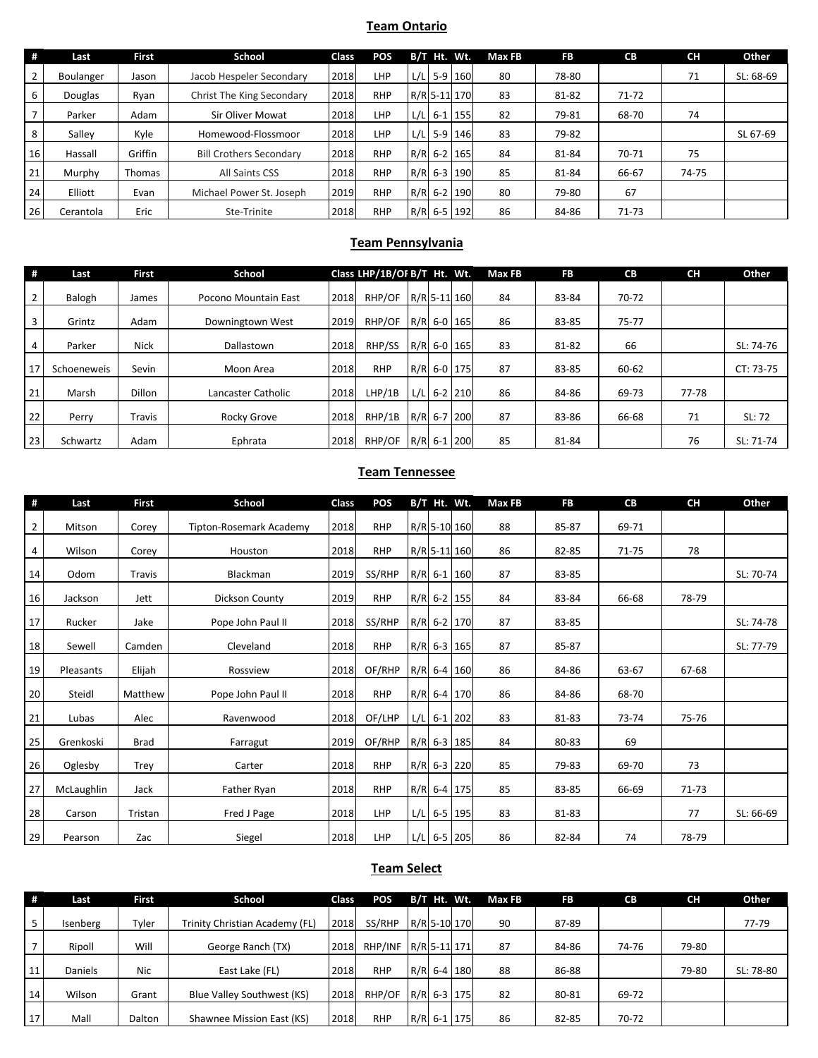## Team Ontario

| # | Last | First | School | Class | POS | B/T | Ht. | Wt. | Max FB | FB | CB | CH | Other |
|---|---|---|---|---|---|---|---|---|---|---|---|---|---|
| 2 | Boulanger | Jason | Jacob Hespeler Secondary | 2018 | LHP | L/L | 5-9 | 160 | 80 | 78-80 | | 71 | SL: 68-69 |
| 6 | Douglas | Ryan | Christ The King Secondary | 2018 | RHP | R/R | 5-11 | 170 | 83 | 81-82 | 71-72 | | |
| 7 | Parker | Adam | Sir Oliver Mowat | 2018 | LHP | L/L | 6-1 | 155 | 82 | 79-81 | 68-70 | 74 | |
| 8 | Salley | Kyle | Homewood-Flossmoor | 2018 | LHP | L/L | 5-9 | 146 | 83 | 79-82 | | | SL 67-69 |
| 16 | Hassall | Griffin | Bill Crothers Secondary | 2018 | RHP | R/R | 6-2 | 165 | 84 | 81-84 | 70-71 | 75 | |
| 21 | Murphy | Thomas | All Saints CSS | 2018 | RHP | R/R | 6-3 | 190 | 85 | 81-84 | 66-67 | 74-75 | |
| 24 | Elliott | Evan | Michael Power St. Joseph | 2019 | RHP | R/R | 6-2 | 190 | 80 | 79-80 | 67 | | |
| 26 | Cerantola | Eric | Ste-Trinite | 2018 | RHP | R/R | 6-5 | 192 | 86 | 84-86 | 71-73 | | |

## Team Pennsylvania

| # | Last | First | School | Class | LHP/1B/OF | B/T | Ht. | Wt. | Max FB | FB | CB | CH | Other |
|---|---|---|---|---|---|---|---|---|---|---|---|---|---|
| 2 | Balogh | James | Pocono Mountain East | 2018 | RHP/OF | R/R | 5-11 | 160 | 84 | 83-84 | 70-72 | | |
| 3 | Grintz | Adam | Downingtown West | 2019 | RHP/OF | R/R | 6-0 | 165 | 86 | 83-85 | 75-77 | | |
| 4 | Parker | Nick | Dallastown | 2018 | RHP/SS | R/R | 6-0 | 165 | 83 | 81-82 | 66 | | SL: 74-76 |
| 17 | Schoeneweis | Sevin | Moon Area | 2018 | RHP | R/R | 6-0 | 175 | 87 | 83-85 | 60-62 | | CT: 73-75 |
| 21 | Marsh | Dillon | Lancaster Catholic | 2018 | LHP/1B | L/L | 6-2 | 210 | 86 | 84-86 | 69-73 | 77-78 | |
| 22 | Perry | Travis | Rocky Grove | 2018 | RHP/1B | R/R | 6-7 | 200 | 87 | 83-86 | 66-68 | 71 | SL: 72 |
| 23 | Schwartz | Adam | Ephrata | 2018 | RHP/OF | R/R | 6-1 | 200 | 85 | 81-84 | | 76 | SL: 71-74 |

## Team Tennessee

| # | Last | First | School | Class | POS | B/T | Ht. | Wt. | Max FB | FB | CB | CH | Other |
|---|---|---|---|---|---|---|---|---|---|---|---|---|---|
| 2 | Mitson | Corey | Tipton-Rosemark Academy | 2018 | RHP | R/R | 5-10 | 160 | 88 | 85-87 | 69-71 | | |
| 4 | Wilson | Corey | Houston | 2018 | RHP | R/R | 5-11 | 160 | 86 | 82-85 | 71-75 | 78 | |
| 14 | Odom | Travis | Blackman | 2019 | SS/RHP | R/R | 6-1 | 160 | 87 | 83-85 | | | SL: 70-74 |
| 16 | Jackson | Jett | Dickson County | 2019 | RHP | R/R | 6-2 | 155 | 84 | 83-84 | 66-68 | 78-79 | |
| 17 | Rucker | Jake | Pope John Paul II | 2018 | SS/RHP | R/R | 6-2 | 170 | 87 | 83-85 | | | SL: 74-78 |
| 18 | Sewell | Camden | Cleveland | 2018 | RHP | R/R | 6-3 | 165 | 87 | 85-87 | | | SL: 77-79 |
| 19 | Pleasants | Elijah | Rossview | 2018 | OF/RHP | R/R | 6-4 | 160 | 86 | 84-86 | 63-67 | 67-68 | |
| 20 | Steidl | Matthew | Pope John Paul II | 2018 | RHP | R/R | 6-4 | 170 | 86 | 84-86 | 68-70 | | |
| 21 | Lubas | Alec | Ravenwood | 2018 | OF/LHP | L/L | 6-1 | 202 | 83 | 81-83 | 73-74 | 75-76 | |
| 25 | Grenkoski | Brad | Farragut | 2019 | OF/RHP | R/R | 6-3 | 185 | 84 | 80-83 | 69 | | |
| 26 | Oglesby | Trey | Carter | 2018 | RHP | R/R | 6-3 | 220 | 85 | 79-83 | 69-70 | 73 | |
| 27 | McLaughlin | Jack | Father Ryan | 2018 | RHP | R/R | 6-4 | 175 | 85 | 83-85 | 66-69 | 71-73 | |
| 28 | Carson | Tristan | Fred J Page | 2018 | LHP | L/L | 6-5 | 195 | 83 | 81-83 | | 77 | SL: 66-69 |
| 29 | Pearson | Zac | Siegel | 2018 | LHP | L/L | 6-5 | 205 | 86 | 82-84 | 74 | 78-79 | |

## Team Select

| # | Last | First | School | Class | POS | B/T | Ht. | Wt. | Max FB | FB | CB | CH | Other |
|---|---|---|---|---|---|---|---|---|---|---|---|---|---|
| 5 | Isenberg | Tyler | Trinity Christian Academy (FL) | 2018 | SS/RHP | R/R | 5-10 | 170 | 90 | 87-89 | | | 77-79 |
| 7 | Ripoll | Will | George Ranch (TX) | 2018 | RHP/INF | R/R | 5-11 | 171 | 87 | 84-86 | 74-76 | 79-80 | |
| 11 | Daniels | Nic | East Lake (FL) | 2018 | RHP | R/R | 6-4 | 180 | 88 | 86-88 | | 79-80 | SL: 78-80 |
| 14 | Wilson | Grant | Blue Valley Southwest (KS) | 2018 | RHP/OF | R/R | 6-3 | 175 | 82 | 80-81 | 69-72 | | |
| 17 | Mall | Dalton | Shawnee Mission East (KS) | 2018 | RHP | R/R | 6-1 | 175 | 86 | 82-85 | 70-72 | | |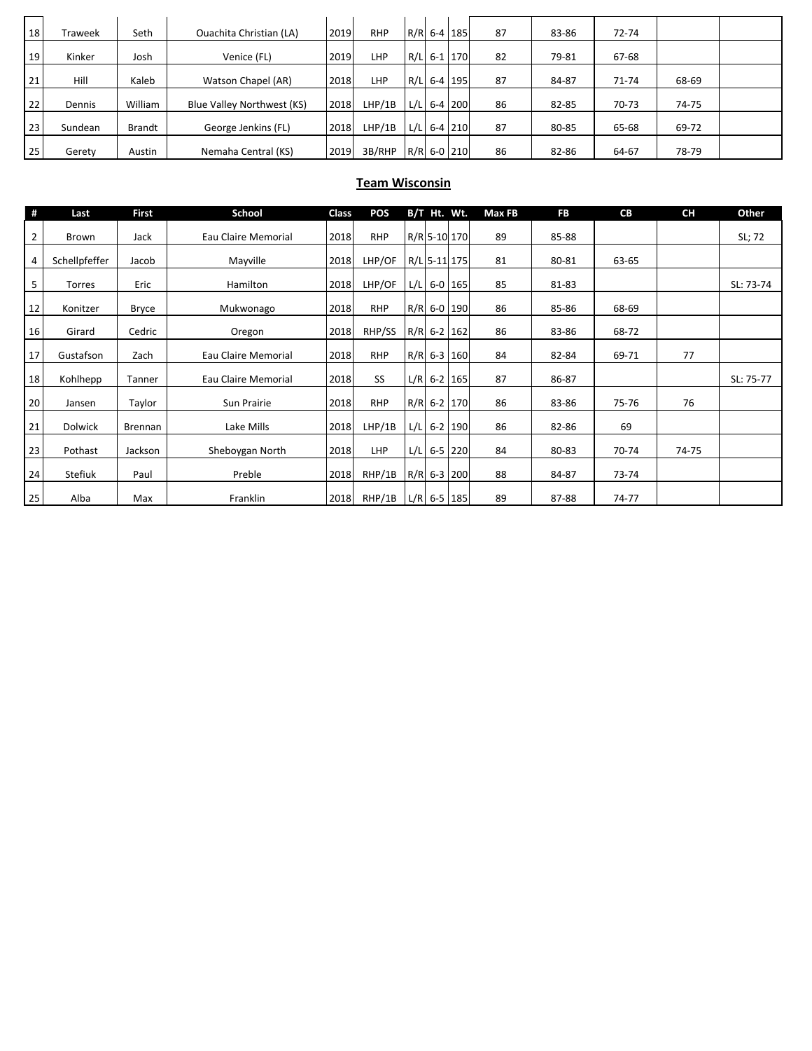| | | | | | | | | | | | | | | |
|---|---|---|---|---|---|---|---|---|---|---|---|---|---|---|
| 18 | Traweek | Seth | Ouachita Christian (LA) | 2019 | RHP | R/R | 6-4 | 185 | 87 | 83-86 | 72-74 | | |
| 19 | Kinker | Josh | Venice (FL) | 2019 | LHP | R/L | 6-1 | 170 | 82 | 79-81 | 67-68 | | |
| 21 | Hill | Kaleb | Watson Chapel (AR) | 2018 | LHP | R/L | 6-4 | 195 | 87 | 84-87 | 71-74 | 68-69 | |
| 22 | Dennis | William | Blue Valley Northwest (KS) | 2018 | LHP/1B | L/L | 6-4 | 200 | 86 | 82-85 | 70-73 | 74-75 | |
| 23 | Sundean | Brandt | George Jenkins (FL) | 2018 | LHP/1B | L/L | 6-4 | 210 | 87 | 80-85 | 65-68 | 69-72 | |
| 25 | Gerety | Austin | Nemaha Central (KS) | 2019 | 3B/RHP | R/R | 6-0 | 210 | 86 | 82-86 | 64-67 | 78-79 | |

## Team Wisconsin

| # | Last | First | School | Class | POS | B/T | Ht. | Wt. | Max FB | FB | CB | CH | Other |
|---|---|---|---|---|---|---|---|---|---|---|---|---|---|
| 2 | Brown | Jack | Eau Claire Memorial | 2018 | RHP | R/R | 5-10 | 170 | 89 | 85-88 | | | SL; 72 |
| 4 | Schellpfeffer | Jacob | Mayville | 2018 | LHP/OF | R/L | 5-11 | 175 | 81 | 80-81 | 63-65 | | |
| 5 | Torres | Eric | Hamilton | 2018 | LHP/OF | L/L | 6-0 | 165 | 85 | 81-83 | | | SL: 73-74 |
| 12 | Konitzer | Bryce | Mukwonago | 2018 | RHP | R/R | 6-0 | 190 | 86 | 85-86 | 68-69 | | |
| 16 | Girard | Cedric | Oregon | 2018 | RHP/SS | R/R | 6-2 | 162 | 86 | 83-86 | 68-72 | | |
| 17 | Gustafson | Zach | Eau Claire Memorial | 2018 | RHP | R/R | 6-3 | 160 | 84 | 82-84 | 69-71 | 77 | |
| 18 | Kohlhepp | Tanner | Eau Claire Memorial | 2018 | SS | L/R | 6-2 | 165 | 87 | 86-87 | | | SL: 75-77 |
| 20 | Jansen | Taylor | Sun Prairie | 2018 | RHP | R/R | 6-2 | 170 | 86 | 83-86 | 75-76 | 76 | |
| 21 | Dolwick | Brennan | Lake Mills | 2018 | LHP/1B | L/L | 6-2 | 190 | 86 | 82-86 | 69 | | |
| 23 | Pothast | Jackson | Sheboygan North | 2018 | LHP | L/L | 6-5 | 220 | 84 | 80-83 | 70-74 | 74-75 | |
| 24 | Stefiuk | Paul | Preble | 2018 | RHP/1B | R/R | 6-3 | 200 | 88 | 84-87 | 73-74 | | |
| 25 | Alba | Max | Franklin | 2018 | RHP/1B | L/R | 6-5 | 185 | 89 | 87-88 | 74-77 | | |